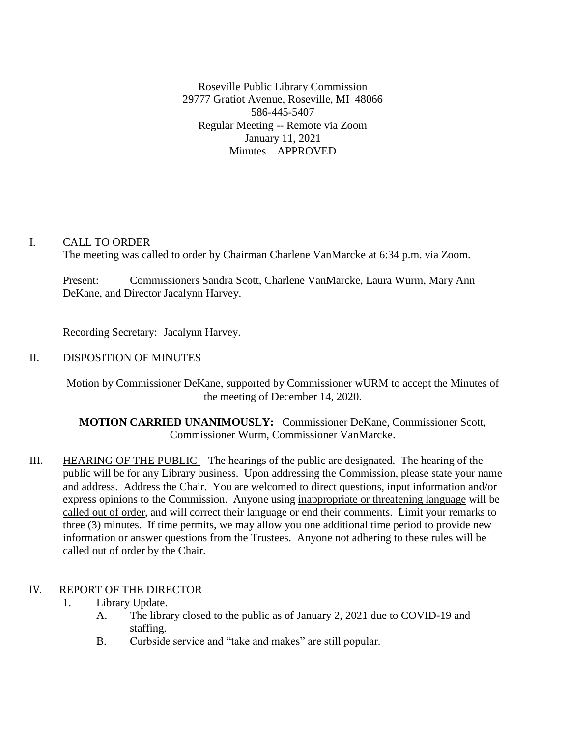Roseville Public Library Commission
29777 Gratiot Avenue, Roseville, MI 48066
586-445-5407
Regular Meeting -- Remote via Zoom
January 11, 2021
Minutes – APPROVED

## I. CALL TO ORDER

The meeting was called to order by Chairman Charlene VanMarcke at 6:34 p.m. via Zoom.

Present: Commissioners Sandra Scott, Charlene VanMarcke, Laura Wurm, Mary Ann DeKane, and Director Jacalynn Harvey.

Recording Secretary: Jacalynn Harvey.

## II. DISPOSITION OF MINUTES

Motion by Commissioner DeKane, supported by Commissioner wURM to accept the Minutes of the meeting of December 14, 2020.

**MOTION CARRIED UNANIMOUSLY:** Commissioner DeKane, Commissioner Scott, Commissioner Wurm, Commissioner VanMarcke.

## III. HEARING OF THE PUBLIC

– The hearings of the public are designated. The hearing of the public will be for any Library business. Upon addressing the Commission, please state your name and address. Address the Chair. You are welcomed to direct questions, input information and/or express opinions to the Commission. Anyone using inappropriate or threatening language will be called out of order, and will correct their language or end their comments. Limit your remarks to three (3) minutes. If time permits, we may allow you one additional time period to provide new information or answer questions from the Trustees. Anyone not adhering to these rules will be called out of order by the Chair.

## IV. REPORT OF THE DIRECTOR

1. Library Update.
   - A. The library closed to the public as of January 2, 2021 due to COVID-19 and staffing.
   - B. Curbside service and "take and makes" are still popular.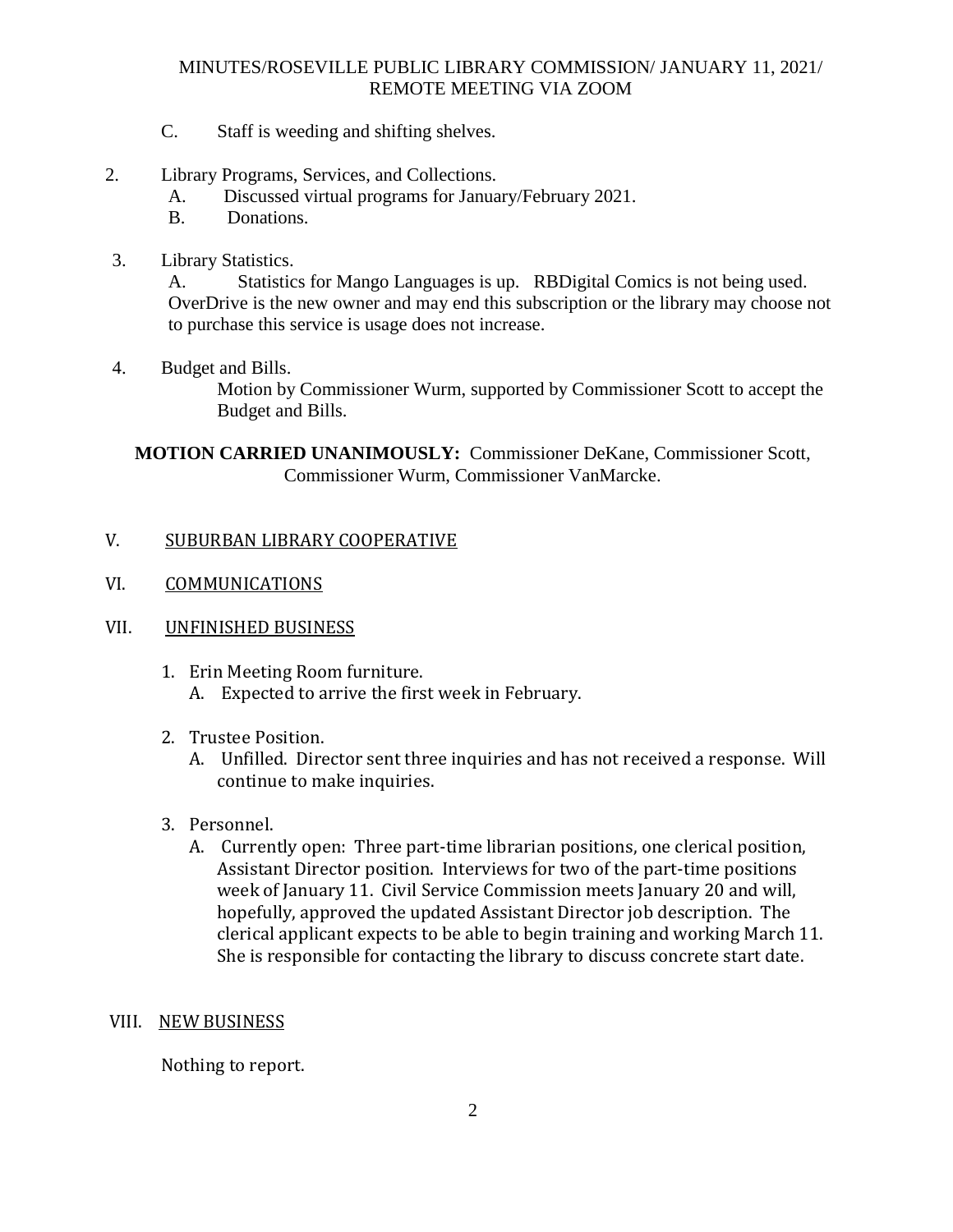C. Staff is weeding and shifting shelves.

2. Library Programs, Services, and Collections.
   A. Discussed virtual programs for January/February 2021.
   B. Donations.

3. Library Statistics.
   A. Statistics for Mango Languages is up. RBDigital Comics is not being used. OverDrive is the new owner and may end this subscription or the library may choose not to purchase this service is usage does not increase.

4. Budget and Bills.
   Motion by Commissioner Wurm, supported by Commissioner Scott to accept the Budget and Bills.

**MOTION CARRIED UNANIMOUSLY:** Commissioner DeKane, Commissioner Scott, Commissioner Wurm, Commissioner VanMarcke.

## V. SUBURBAN LIBRARY COOPERATIVE

## VI. COMMUNICATIONS

## VII. UNFINISHED BUSINESS

1. Erin Meeting Room furniture.
   A. Expected to arrive the first week in February.

2. Trustee Position.
   A. Unfilled. Director sent three inquiries and has not received a response. Will continue to make inquiries.

3. Personnel.
   A. Currently open: Three part-time librarian positions, one clerical position, Assistant Director position. Interviews for two of the part-time positions week of January 11. Civil Service Commission meets January 20 and will, hopefully, approved the updated Assistant Director job description. The clerical applicant expects to be able to begin training and working March 11. She is responsible for contacting the library to discuss concrete start date.

## VIII. NEW BUSINESS

Nothing to report.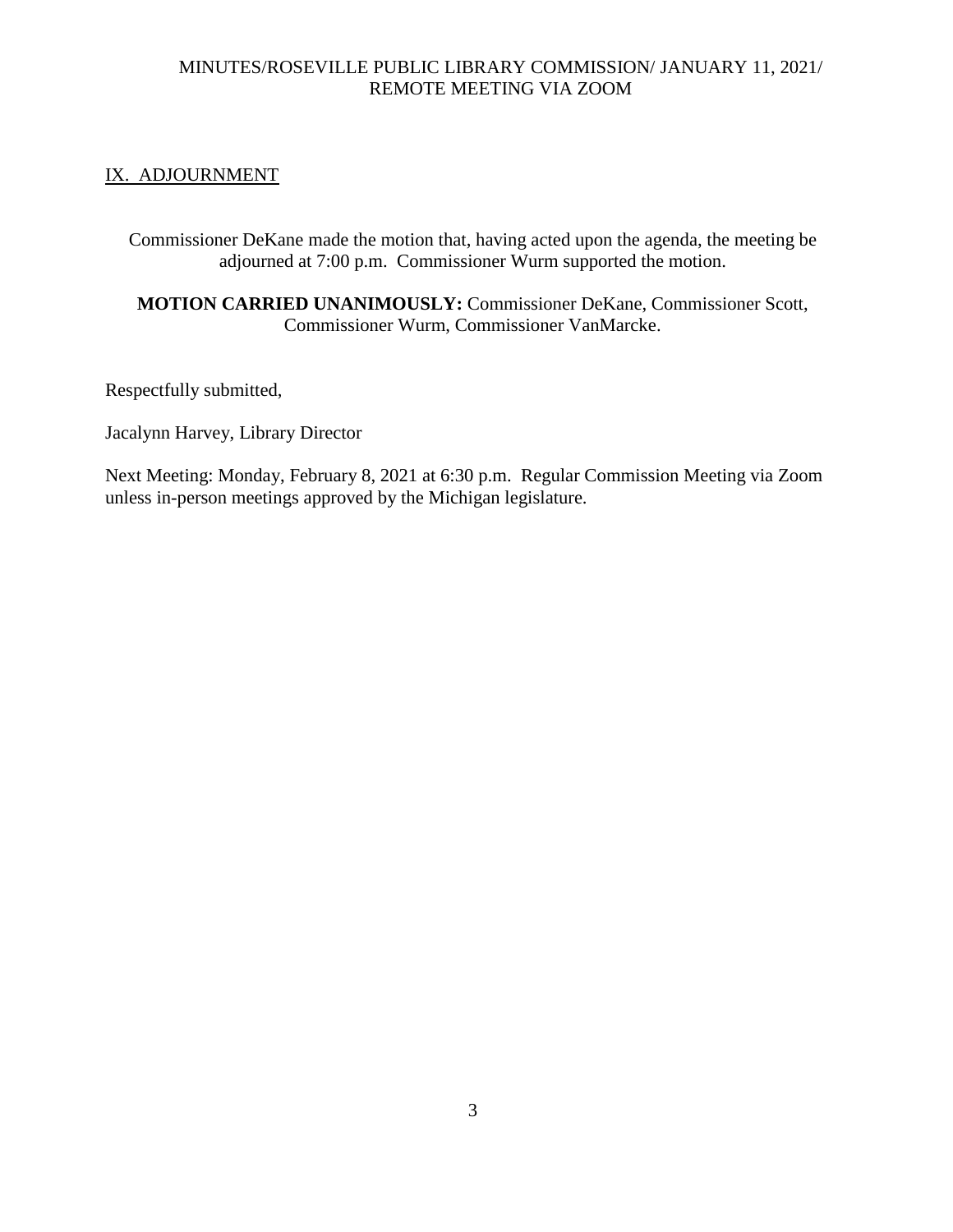## IX. ADJOURNMENT

Commissioner DeKane made the motion that, having acted upon the agenda, the meeting be adjourned at 7:00 p.m. Commissioner Wurm supported the motion.

**MOTION CARRIED UNANIMOUSLY:** Commissioner DeKane, Commissioner Scott, Commissioner Wurm, Commissioner VanMarcke.

Respectfully submitted,

Jacalynn Harvey, Library Director

Next Meeting: Monday, February 8, 2021 at 6:30 p.m. Regular Commission Meeting via Zoom unless in-person meetings approved by the Michigan legislature.